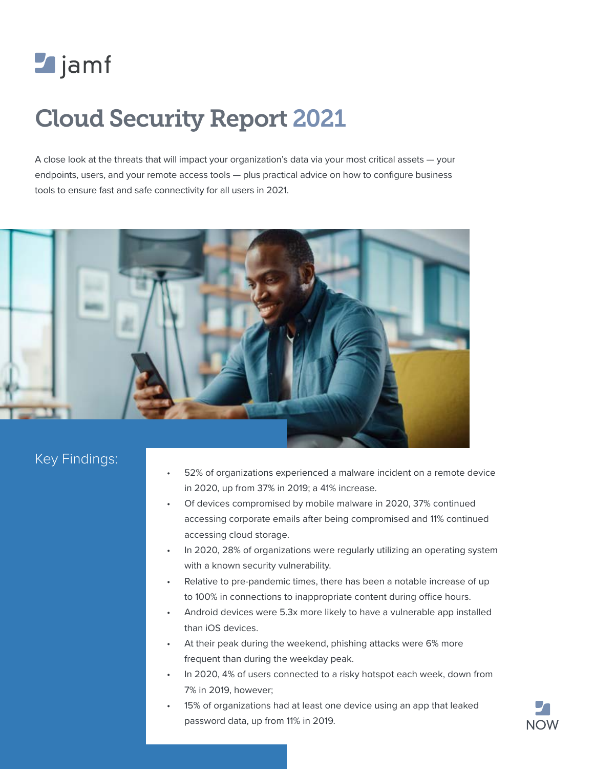jamf

# Cloud Security Report 2021

A close look at the threats that will impact your organization's data via your most critical assets — your endpoints, users, and your remote access tools — plus practical advice on how to configure business tools to ensure fast and safe connectivity for all users in 2021.

## Key Findings:

- 52% of organizations experienced a malware incident on a remote device in 2020, up from 37% in 2019; a 41% increase.
- Of devices compromised by mobile malware in 2020, 37% continued accessing corporate emails after being compromised and 11% continued accessing cloud storage.
- In 2020, 28% of organizations were regularly utilizing an operating system with a known security vulnerability.
- Relative to pre-pandemic times, there has been a notable increase of up to 100% in connections to inappropriate content during office hours.
- Android devices were 5.3x more likely to have a vulnerable app installed than iOS devices.
- At their peak during the weekend, phishing attacks were 6% more frequent than during the weekday peak.
- In 2020, 4% of users connected to a risky hotspot each week, down from 7% in 2019, however;
- 15% of organizations had at least one device using an app that leaked password data, up from 11% in 2019.

NOW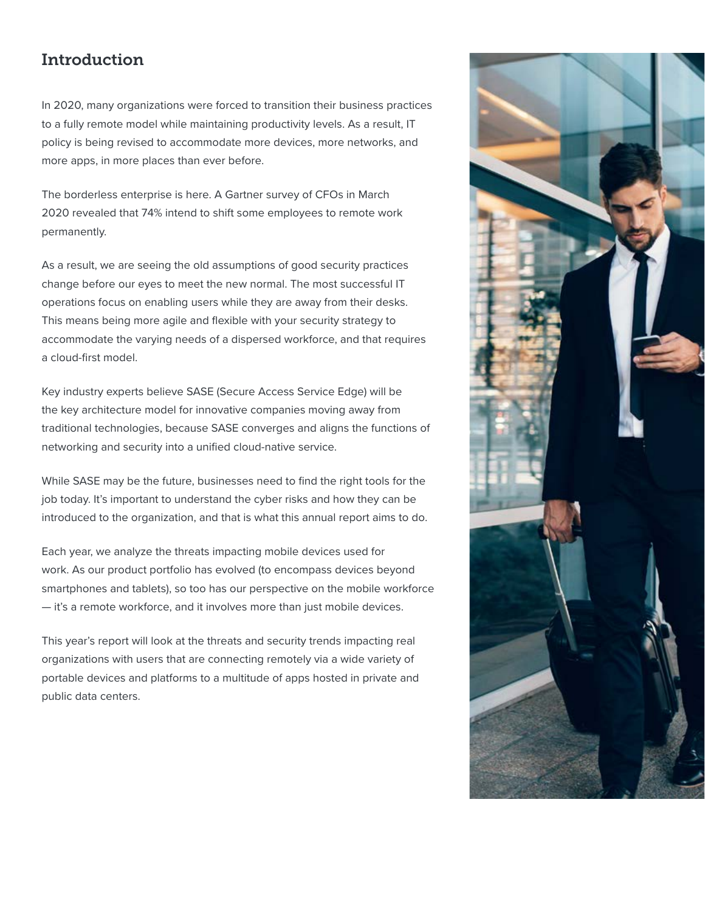## Introduction

In 2020, many organizations were forced to transition their business practices to a fully remote model while maintaining productivity levels. As a result, IT policy is being revised to accommodate more devices, more networks, and more apps, in more places than ever before.

The borderless enterprise is here. A Gartner survey of CFOs in March 2020 revealed that 74% intend to shift some employees to remote work permanently.

As a result, we are seeing the old assumptions of good security practices change before our eyes to meet the new normal. The most successful IT operations focus on enabling users while they are away from their desks. This means being more agile and flexible with your security strategy to accommodate the varying needs of a dispersed workforce, and that requires a cloud-first model.

Key industry experts believe SASE (Secure Access Service Edge) will be the key architecture model for innovative companies moving away from traditional technologies, because SASE converges and aligns the functions of networking and security into a unified cloud-native service.

While SASE may be the future, businesses need to find the right tools for the job today. It's important to understand the cyber risks and how they can be introduced to the organization, and that is what this annual report aims to do.

Each year, we analyze the threats impacting mobile devices used for work. As our product portfolio has evolved (to encompass devices beyond smartphones and tablets), so too has our perspective on the mobile workforce — it's a remote workforce, and it involves more than just mobile devices.

This year's report will look at the threats and security trends impacting real organizations with users that are connecting remotely via a wide variety of portable devices and platforms to a multitude of apps hosted in private and public data centers.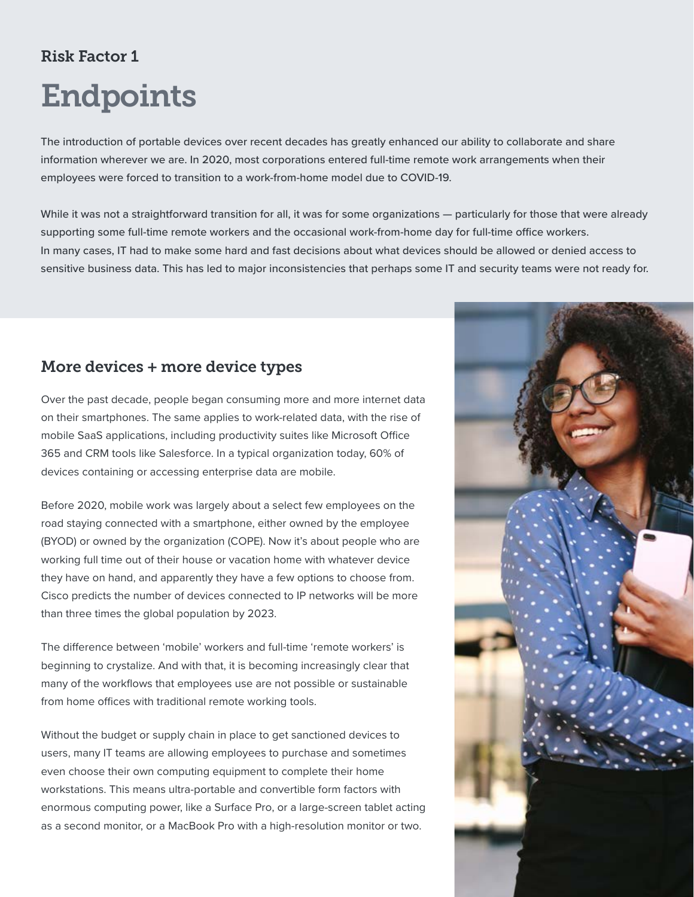Risk Factor 1

# Endpoints

The introduction of portable devices over recent decades has greatly enhanced our ability to collaborate and share information wherever we are. In 2020, most corporations entered full-time remote work arrangements when their employees were forced to transition to a work-from-home model due to COVID-19.

While it was not a straightforward transition for all, it was for some organizations — particularly for those that were already supporting some full-time remote workers and the occasional work-from-home day for full-time office workers. In many cases, IT had to make some hard and fast decisions about what devices should be allowed or denied access to sensitive business data. This has led to major inconsistencies that perhaps some IT and security teams were not ready for.

## More devices + more device types

Over the past decade, people began consuming more and more internet data on their smartphones. The same applies to work-related data, with the rise of mobile SaaS applications, including productivity suites like Microsoft Office 365 and CRM tools like Salesforce. In a typical organization today, 60% of devices containing or accessing enterprise data are mobile.

Before 2020, mobile work was largely about a select few employees on the road staying connected with a smartphone, either owned by the employee (BYOD) or owned by the organization (COPE). Now it's about people who are working full time out of their house or vacation home with whatever device they have on hand, and apparently they have a few options to choose from. Cisco predicts the number of devices connected to IP networks will be more than three times the global population by 2023.

The difference between 'mobile' workers and full-time 'remote workers' is beginning to crystalize. And with that, it is becoming increasingly clear that many of the workflows that employees use are not possible or sustainable from home offices with traditional remote working tools.

Without the budget or supply chain in place to get sanctioned devices to users, many IT teams are allowing employees to purchase and sometimes even choose their own computing equipment to complete their home workstations. This means ultra-portable and convertible form factors with enormous computing power, like a Surface Pro, or a large-screen tablet acting as a second monitor, or a MacBook Pro with a high-resolution monitor or two.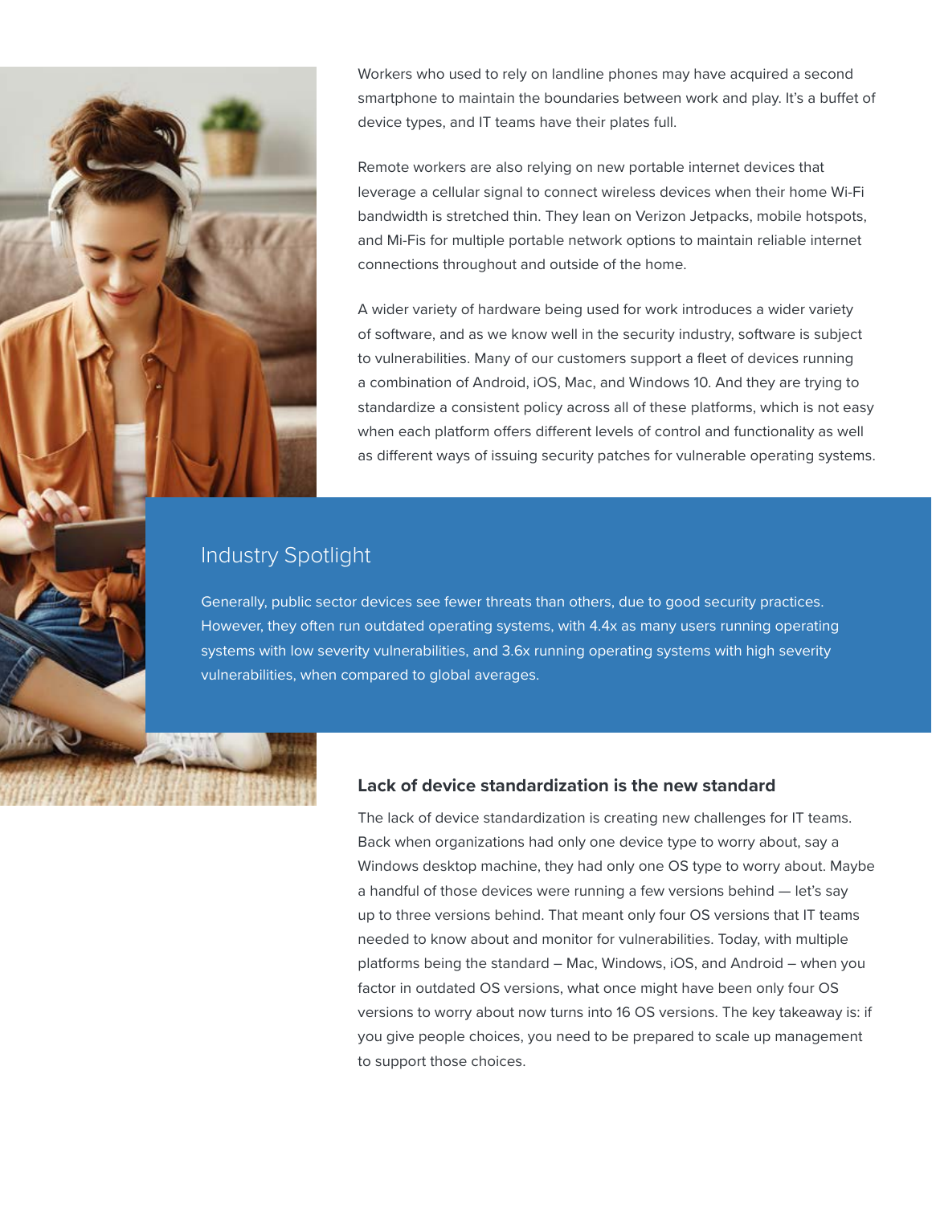Workers who used to rely on landline phones may have acquired a second smartphone to maintain the boundaries between work and play. It's a buffet of device types, and IT teams have their plates full.

Remote workers are also relying on new portable internet devices that leverage a cellular signal to connect wireless devices when their home Wi-Fi bandwidth is stretched thin. They lean on Verizon Jetpacks, mobile hotspots, and Mi-Fis for multiple portable network options to maintain reliable internet connections throughout and outside of the home.

A wider variety of hardware being used for work introduces a wider variety of software, and as we know well in the security industry, software is subject to vulnerabilities. Many of our customers support a fleet of devices running a combination of Android, iOS, Mac, and Windows 10. And they are trying to standardize a consistent policy across all of these platforms, which is not easy when each platform offers different levels of control and functionality as well as different ways of issuing security patches for vulnerable operating systems.

## Industry Spotlight

Generally, public sector devices see fewer threats than others, due to good security practices. However, they often run outdated operating systems, with 4.4x as many users running operating systems with low severity vulnerabilities, and 3.6x running operating systems with high severity vulnerabilities, when compared to global averages.

### Lack of device standardization is the new standard

The lack of device standardization is creating new challenges for IT teams. Back when organizations had only one device type to worry about, say a Windows desktop machine, they had only one OS type to worry about. Maybe a handful of those devices were running a few versions behind — let's say up to three versions behind. That meant only four OS versions that IT teams needed to know about and monitor for vulnerabilities. Today, with multiple platforms being the standard – Mac, Windows, iOS, and Android – when you factor in outdated OS versions, what once might have been only four OS versions to worry about now turns into 16 OS versions. The key takeaway is: if you give people choices, you need to be prepared to scale up management to support those choices.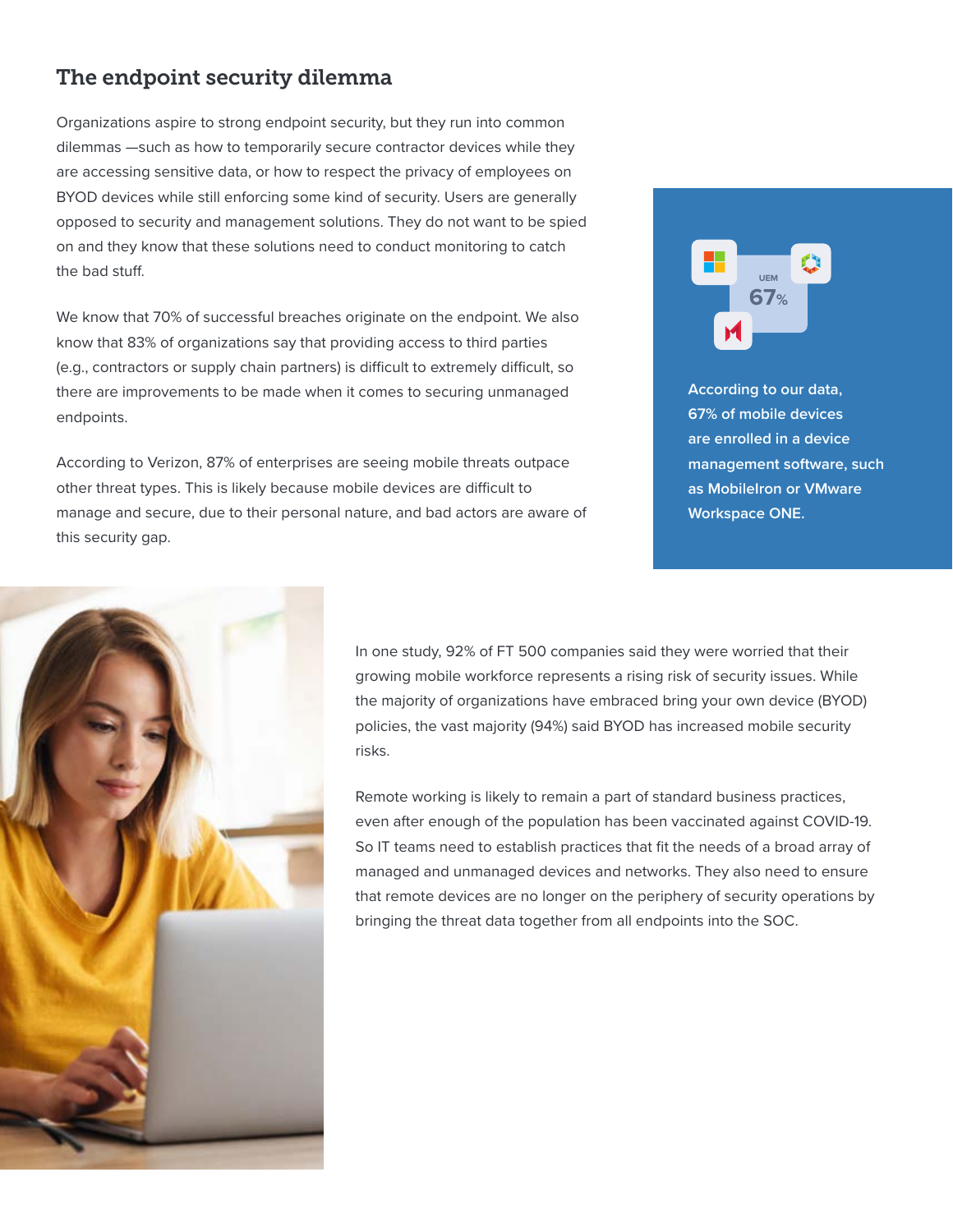## The endpoint security dilemma

Organizations aspire to strong endpoint security, but they run into common dilemmas —such as how to temporarily secure contractor devices while they are accessing sensitive data, or how to respect the privacy of employees on BYOD devices while still enforcing some kind of security. Users are generally opposed to security and management solutions. They do not want to be spied on and they know that these solutions need to conduct monitoring to catch the bad stuff.

We know that 70% of successful breaches originate on the endpoint. We also know that 83% of organizations say that providing access to third parties (e.g., contractors or supply chain partners) is difficult to extremely difficult, so there are improvements to be made when it comes to securing unmanaged endpoints.

According to Verizon, 87% of enterprises are seeing mobile threats outpace other threat types. This is likely because mobile devices are difficult to manage and secure, due to their personal nature, and bad actors are aware of this security gap.

UEM 67%

**According to our data, 67% of mobile devices are enrolled in a device management software, such as MobileIron or VMware Workspace ONE.**

In one study, 92% of FT 500 companies said they were worried that their growing mobile workforce represents a rising risk of security issues. While the majority of organizations have embraced bring your own device (BYOD) policies, the vast majority (94%) said BYOD has increased mobile security risks.

Remote working is likely to remain a part of standard business practices, even after enough of the population has been vaccinated against COVID-19. So IT teams need to establish practices that fit the needs of a broad array of managed and unmanaged devices and networks. They also need to ensure that remote devices are no longer on the periphery of security operations by bringing the threat data together from all endpoints into the SOC.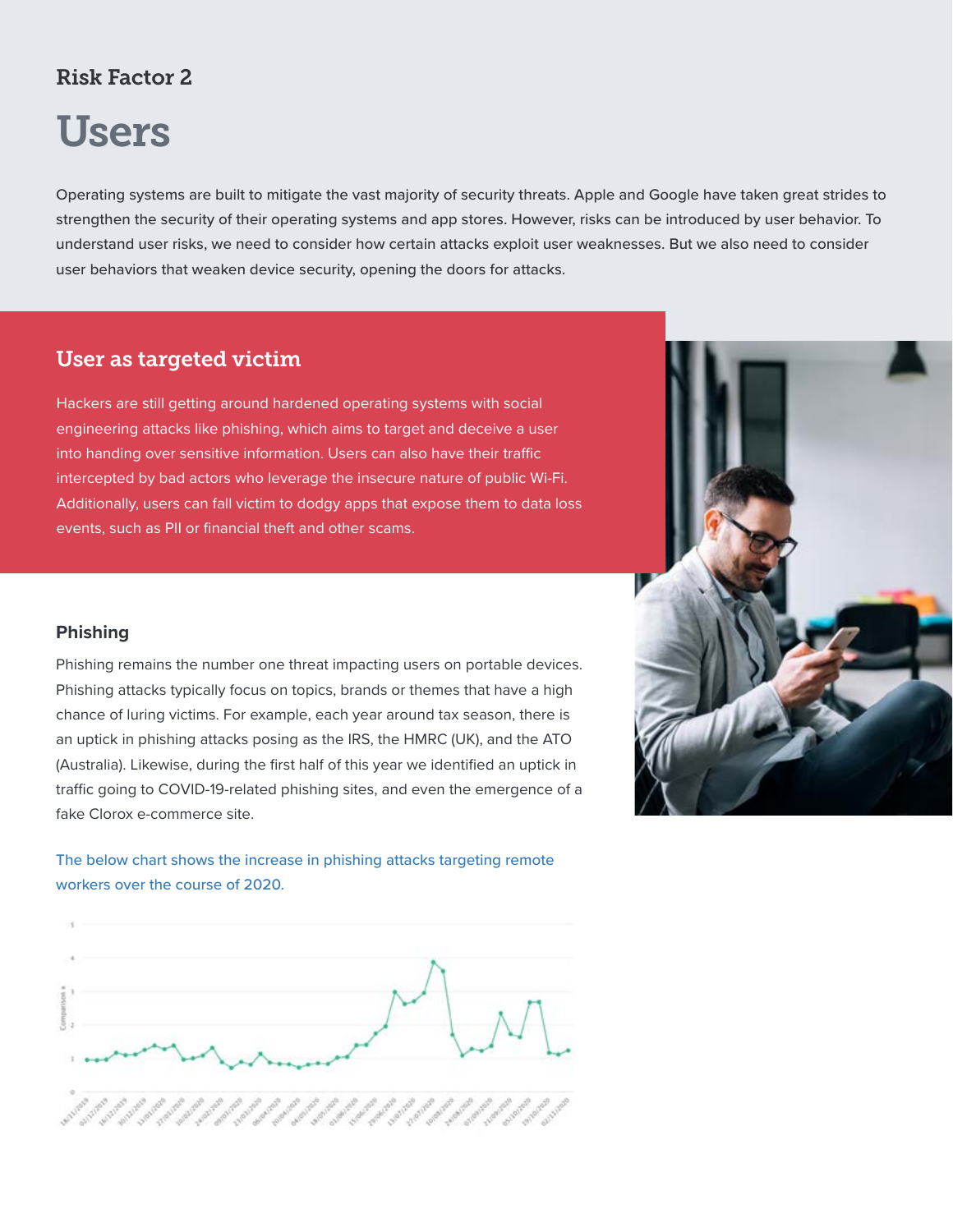## Risk Factor 2

# Users

Operating systems are built to mitigate the vast majority of security threats. Apple and Google have taken great strides to strengthen the security of their operating systems and app stores. However, risks can be introduced by user behavior. To understand user risks, we need to consider how certain attacks exploit user weaknesses. But we also need to consider user behaviors that weaken device security, opening the doors for attacks.

## User as targeted victim

Hackers are still getting around hardened operating systems with social engineering attacks like phishing, which aims to target and deceive a user into handing over sensitive information. Users can also have their traffic intercepted by bad actors who leverage the insecure nature of public Wi-Fi. Additionally, users can fall victim to dodgy apps that expose them to data loss events, such as PII or financial theft and other scams.

### Phishing

Phishing remains the number one threat impacting users on portable devices. Phishing attacks typically focus on topics, brands or themes that have a high chance of luring victims. For example, each year around tax season, there is an uptick in phishing attacks posing as the IRS, the HMRC (UK), and the ATO (Australia). Likewise, during the first half of this year we identified an uptick in traffic going to COVID-19-related phishing sites, and even the emergence of a fake Clorox e-commerce site.

The below chart shows the increase in phishing attacks targeting remote workers over the course of 2020.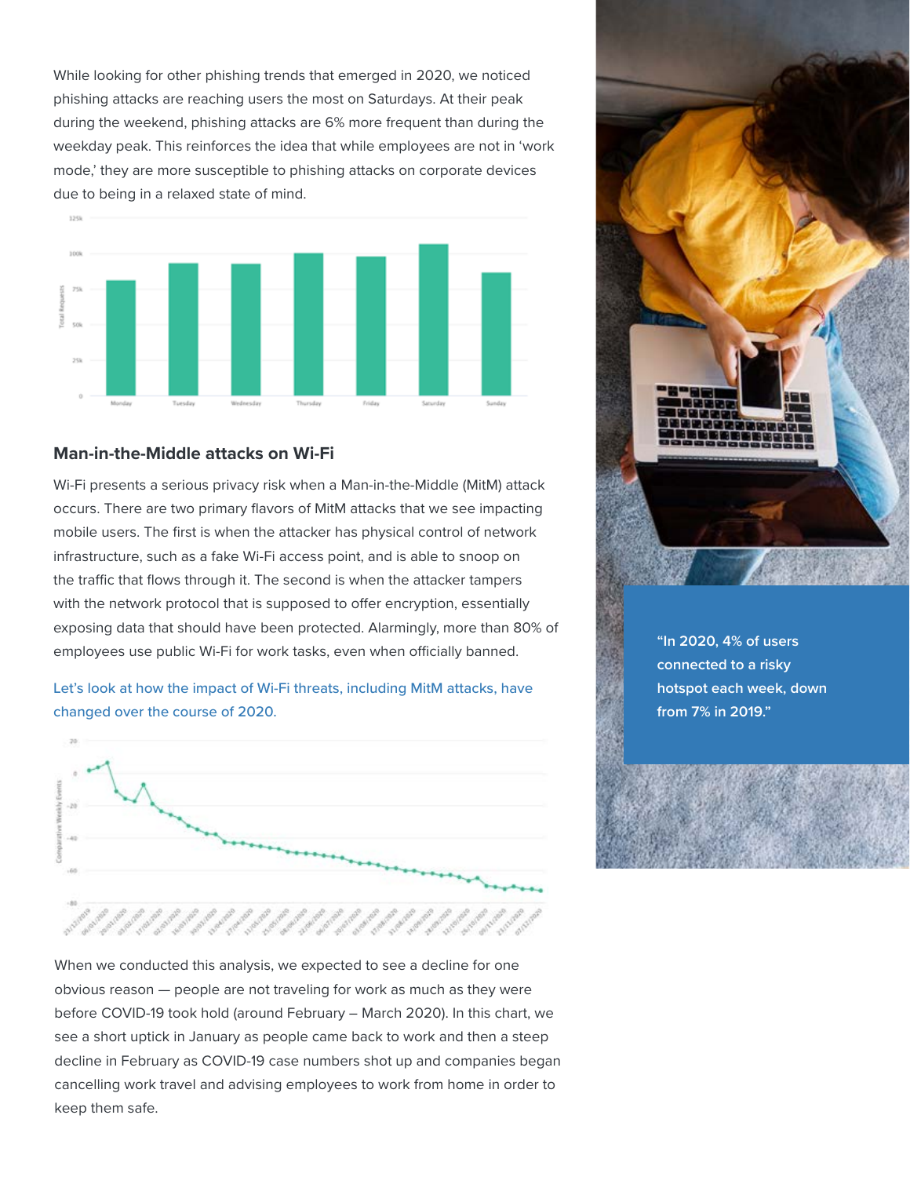While looking for other phishing trends that emerged in 2020, we noticed phishing attacks are reaching users the most on Saturdays. At their peak during the weekend, phishing attacks are 6% more frequent than during the weekday peak. This reinforces the idea that while employees are not in 'work mode,' they are more susceptible to phishing attacks on corporate devices due to being in a relaxed state of mind.

## Man-in-the-Middle attacks on Wi-Fi

Wi-Fi presents a serious privacy risk when a Man-in-the-Middle (MitM) attack occurs. There are two primary flavors of MitM attacks that we see impacting mobile users. The first is when the attacker has physical control of network infrastructure, such as a fake Wi-Fi access point, and is able to snoop on the traffic that flows through it. The second is when the attacker tampers with the network protocol that is supposed to offer encryption, essentially exposing data that should have been protected. Alarmingly, more than 80% of employees use public Wi-Fi for work tasks, even when officially banned.

Let's look at how the impact of Wi-Fi threats, including MitM attacks, have changed over the course of 2020.

When we conducted this analysis, we expected to see a decline for one obvious reason — people are not traveling for work as much as they were before COVID-19 took hold (around February – March 2020). In this chart, we see a short uptick in January as people came back to work and then a steep decline in February as COVID-19 case numbers shot up and companies began cancelling work travel and advising employees to work from home in order to keep them safe.

"In 2020, 4% of users connected to a risky hotspot each week, down from 7% in 2019."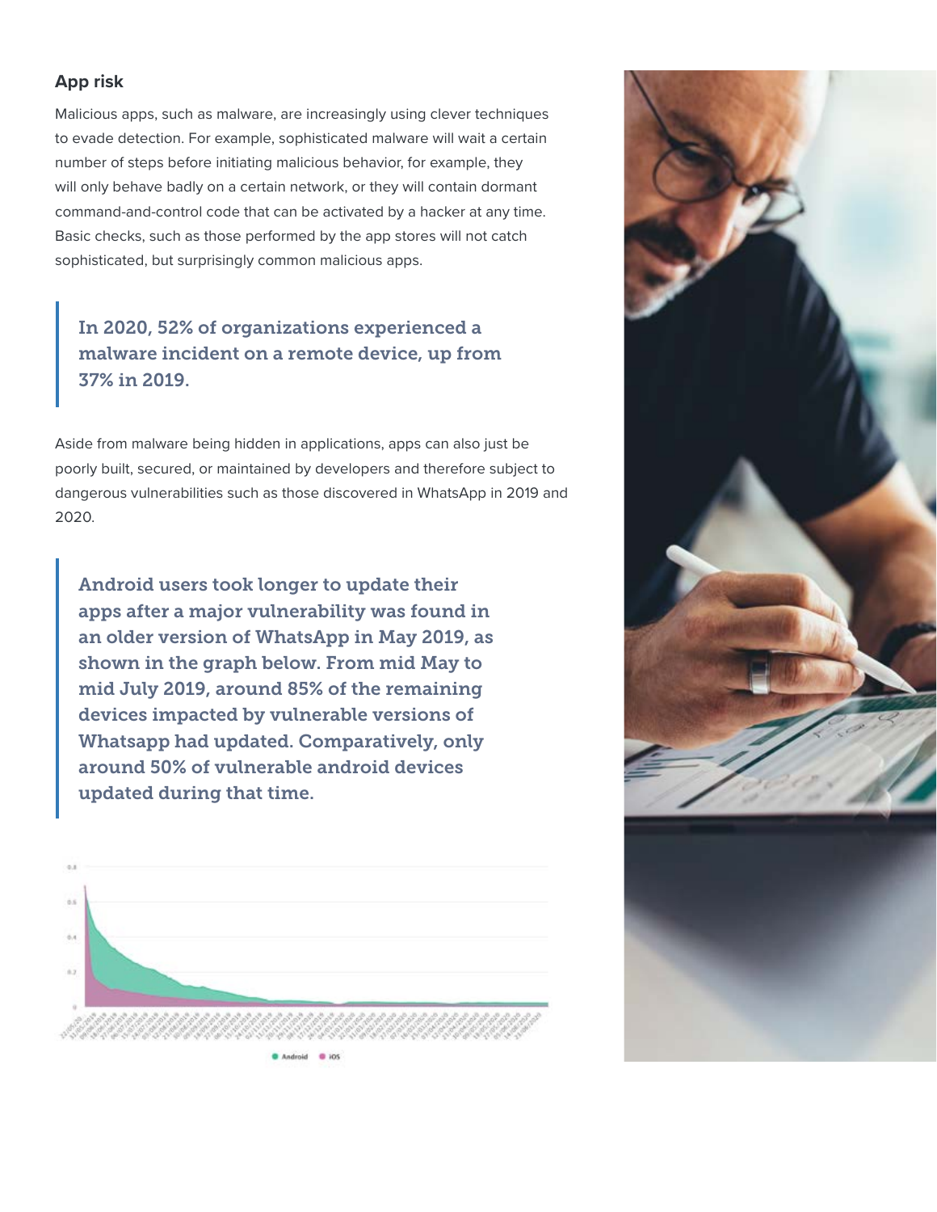## App risk

Malicious apps, such as malware, are increasingly using clever techniques to evade detection. For example, sophisticated malware will wait a certain number of steps before initiating malicious behavior, for example, they will only behave badly on a certain network, or they will contain dormant command-and-control code that can be activated by a hacker at any time. Basic checks, such as those performed by the app stores will not catch sophisticated, but surprisingly common malicious apps.

> In 2020, 52% of organizations experienced a malware incident on a remote device, up from 37% in 2019.

Aside from malware being hidden in applications, apps can also just be poorly built, secured, or maintained by developers and therefore subject to dangerous vulnerabilities such as those discovered in WhatsApp in 2019 and 2020.

> Android users took longer to update their apps after a major vulnerability was found in an older version of WhatsApp in May 2019, as shown in the graph below. From mid May to mid July 2019, around 85% of the remaining devices impacted by vulnerable versions of Whatsapp had updated. Comparatively, only around 50% of vulnerable android devices updated during that time.

Android iOS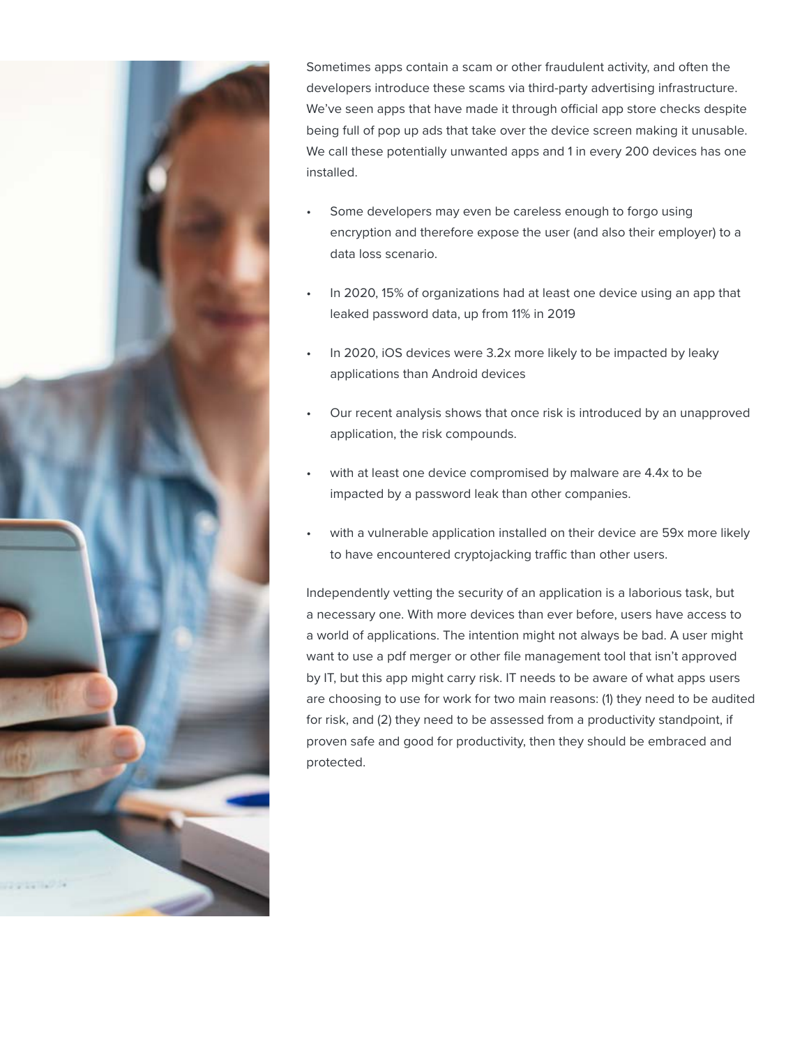Sometimes apps contain a scam or other fraudulent activity, and often the developers introduce these scams via third-party advertising infrastructure. We've seen apps that have made it through official app store checks despite being full of pop up ads that take over the device screen making it unusable. We call these potentially unwanted apps and 1 in every 200 devices has one installed.

- Some developers may even be careless enough to forgo using encryption and therefore expose the user (and also their employer) to a data loss scenario.
- In 2020, 15% of organizations had at least one device using an app that leaked password data, up from 11% in 2019
- In 2020, iOS devices were 3.2x more likely to be impacted by leaky applications than Android devices
- Our recent analysis shows that once risk is introduced by an unapproved application, the risk compounds.
- with at least one device compromised by malware are 4.4x to be impacted by a password leak than other companies.
- with a vulnerable application installed on their device are 59x more likely to have encountered cryptojacking traffic than other users.

Independently vetting the security of an application is a laborious task, but a necessary one. With more devices than ever before, users have access to a world of applications. The intention might not always be bad. A user might want to use a pdf merger or other file management tool that isn't approved by IT, but this app might carry risk. IT needs to be aware of what apps users are choosing to use for work for two main reasons: (1) they need to be audited for risk, and (2) they need to be assessed from a productivity standpoint, if proven safe and good for productivity, then they should be embraced and protected.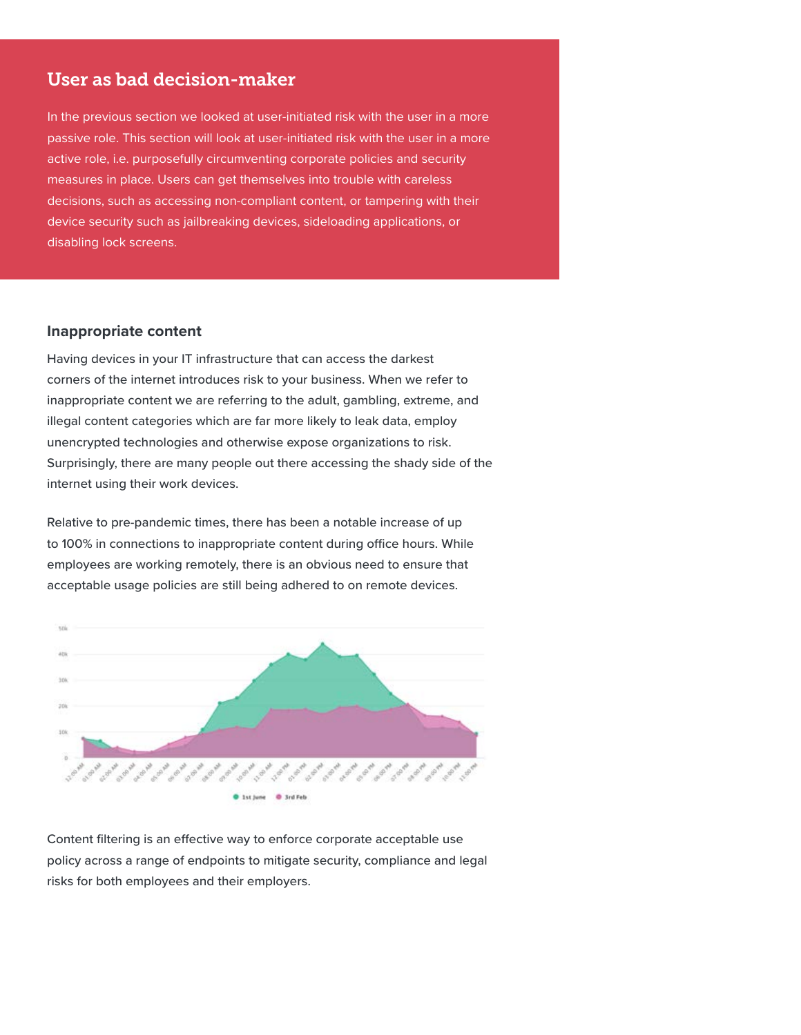## User as bad decision-maker

In the previous section we looked at user-initiated risk with the user in a more passive role. This section will look at user-initiated risk with the user in a more active role, i.e. purposefully circumventing corporate policies and security measures in place. Users can get themselves into trouble with careless decisions, such as accessing non-compliant content, or tampering with their device security such as jailbreaking devices, sideloading applications, or disabling lock screens.

### Inappropriate content

Having devices in your IT infrastructure that can access the darkest corners of the internet introduces risk to your business. When we refer to inappropriate content we are referring to the adult, gambling, extreme, and illegal content categories which are far more likely to leak data, employ unencrypted technologies and otherwise expose organizations to risk. Surprisingly, there are many people out there accessing the shady side of the internet using their work devices.

Relative to pre-pandemic times, there has been a notable increase of up to 100% in connections to inappropriate content during office hours. While employees are working remotely, there is an obvious need to ensure that acceptable usage policies are still being adhered to on remote devices.

Content filtering is an effective way to enforce corporate acceptable use policy across a range of endpoints to mitigate security, compliance and legal risks for both employees and their employers.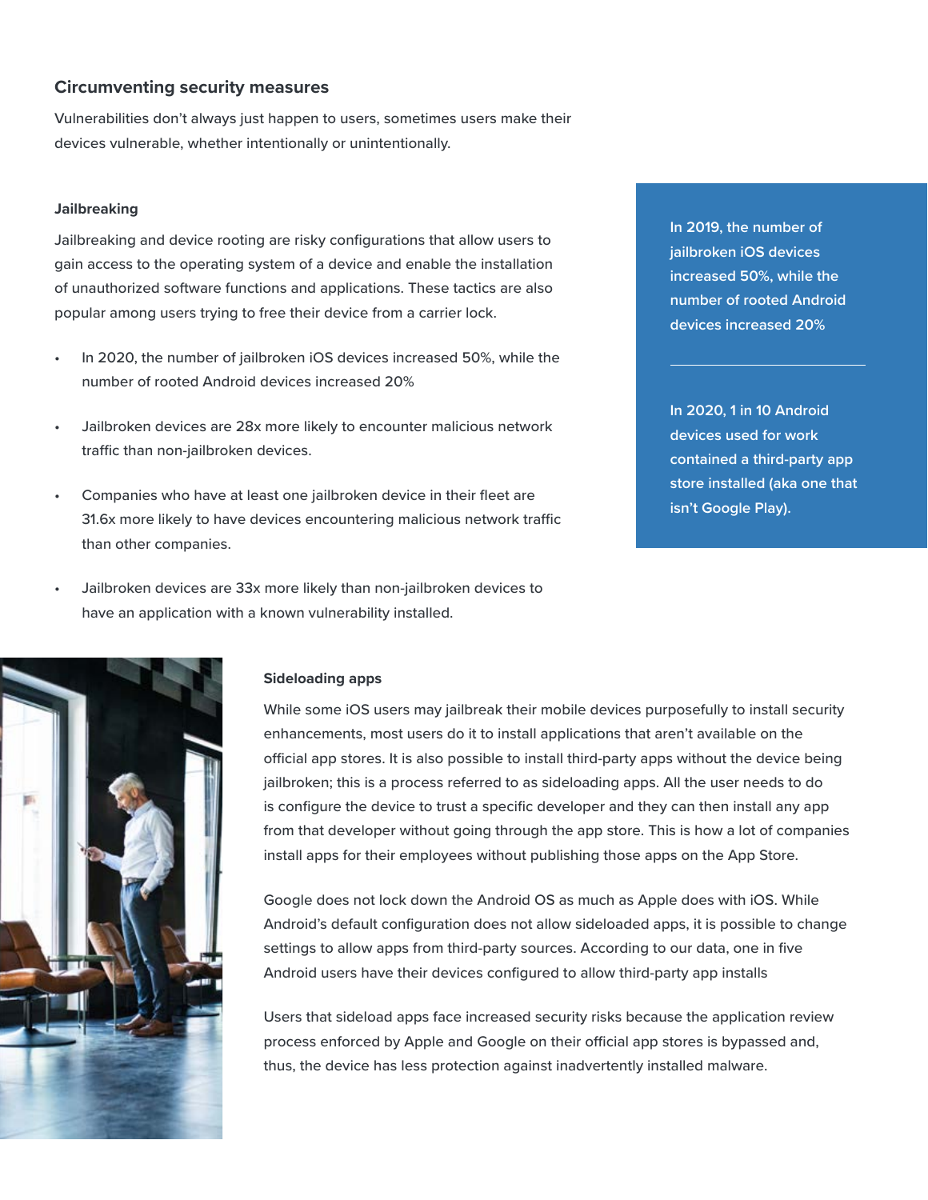## Circumventing security measures

Vulnerabilities don't always just happen to users, sometimes users make their devices vulnerable, whether intentionally or unintentionally.

### Jailbreaking

Jailbreaking and device rooting are risky configurations that allow users to gain access to the operating system of a device and enable the installation of unauthorized software functions and applications. These tactics are also popular among users trying to free their device from a carrier lock.

- In 2020, the number of jailbroken iOS devices increased 50%, while the number of rooted Android devices increased 20%
- Jailbroken devices are 28x more likely to encounter malicious network traffic than non-jailbroken devices.
- Companies who have at least one jailbroken device in their fleet are 31.6x more likely to have devices encountering malicious network traffic than other companies.
- Jailbroken devices are 33x more likely than non-jailbroken devices to have an application with a known vulnerability installed.

**In 2019, the number of jailbroken iOS devices increased 50%, while the number of rooted Android devices increased 20%**

---

**In 2020, 1 in 10 Android devices used for work contained a third-party app store installed (aka one that isn't Google Play).**

### Sideloading apps

While some iOS users may jailbreak their mobile devices purposefully to install security enhancements, most users do it to install applications that aren't available on the official app stores. It is also possible to install third-party apps without the device being jailbroken; this is a process referred to as sideloading apps. All the user needs to do is configure the device to trust a specific developer and they can then install any app from that developer without going through the app store. This is how a lot of companies install apps for their employees without publishing those apps on the App Store.

Google does not lock down the Android OS as much as Apple does with iOS. While Android's default configuration does not allow sideloaded apps, it is possible to change settings to allow apps from third-party sources. According to our data, one in five Android users have their devices configured to allow third-party app installs

Users that sideload apps face increased security risks because the application review process enforced by Apple and Google on their official app stores is bypassed and, thus, the device has less protection against inadvertently installed malware.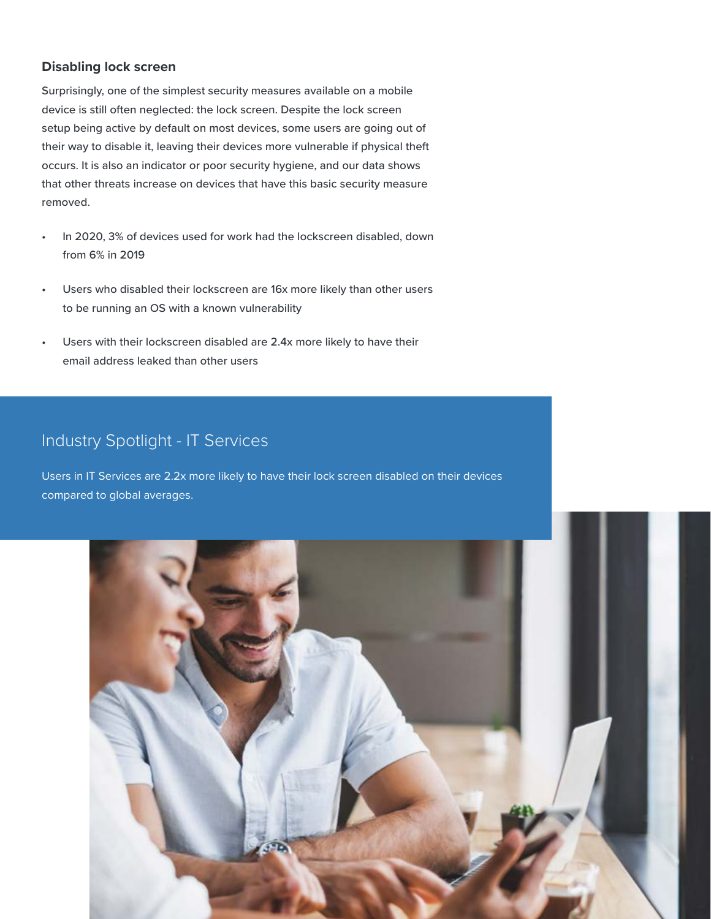### Disabling lock screen

Surprisingly, one of the simplest security measures available on a mobile device is still often neglected: the lock screen. Despite the lock screen setup being active by default on most devices, some users are going out of their way to disable it, leaving their devices more vulnerable if physical theft occurs. It is also an indicator or poor security hygiene, and our data shows that other threats increase on devices that have this basic security measure removed.

- In 2020, 3% of devices used for work had the lockscreen disabled, down from 6% in 2019
- Users who disabled their lockscreen are 16x more likely than other users to be running an OS with a known vulnerability
- Users with their lockscreen disabled are 2.4x more likely to have their email address leaked than other users

## Industry Spotlight - IT Services

Users in IT Services are 2.2x more likely to have their lock screen disabled on their devices compared to global averages.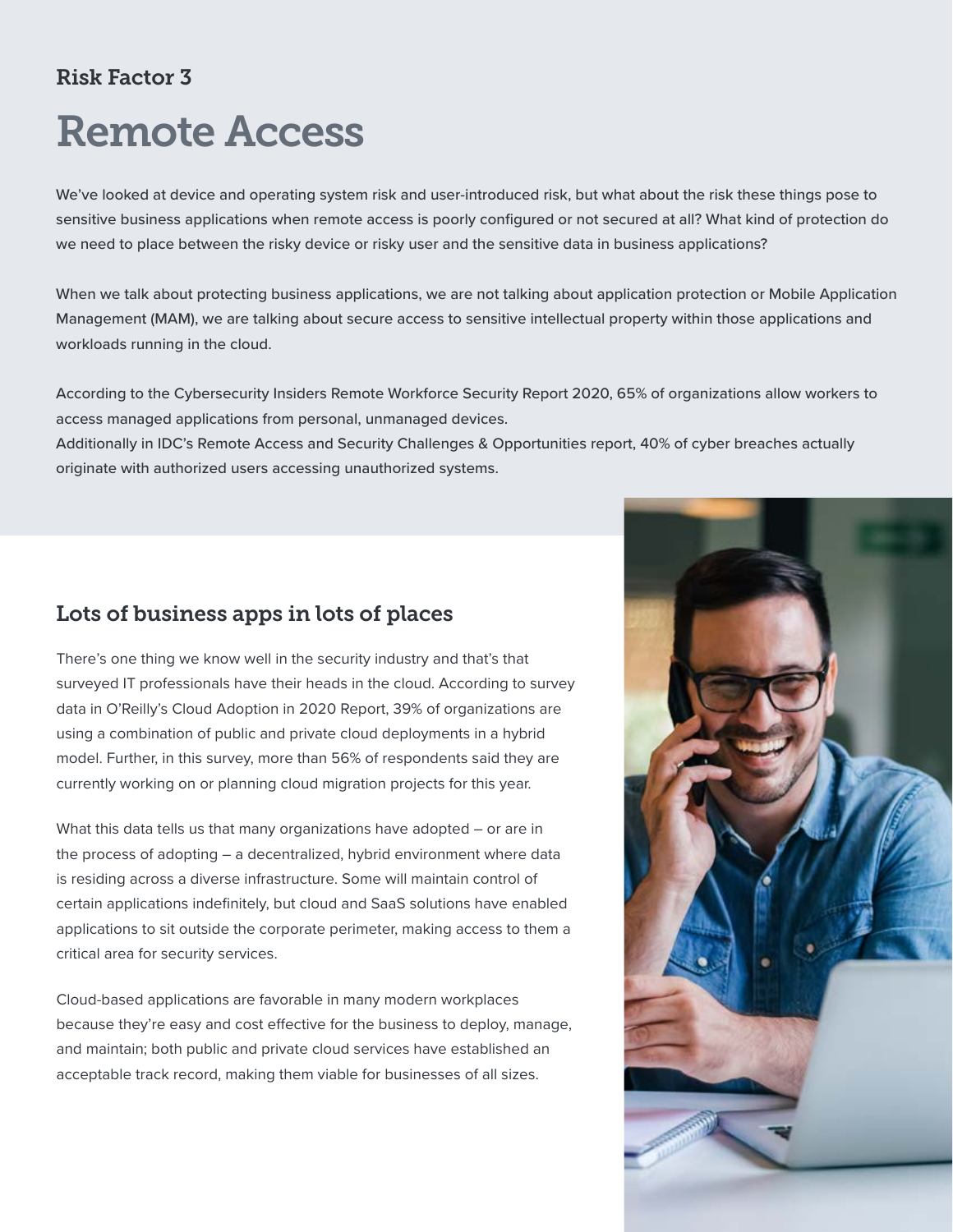Risk Factor 3

# Remote Access

We've looked at device and operating system risk and user-introduced risk, but what about the risk these things pose to sensitive business applications when remote access is poorly configured or not secured at all? What kind of protection do we need to place between the risky device or risky user and the sensitive data in business applications?

When we talk about protecting business applications, we are not talking about application protection or Mobile Application Management (MAM), we are talking about secure access to sensitive intellectual property within those applications and workloads running in the cloud.

According to the Cybersecurity Insiders Remote Workforce Security Report 2020, 65% of organizations allow workers to access managed applications from personal, unmanaged devices.
Additionally in IDC's Remote Access and Security Challenges & Opportunities report, 40% of cyber breaches actually originate with authorized users accessing unauthorized systems.

## Lots of business apps in lots of places

There's one thing we know well in the security industry and that's that surveyed IT professionals have their heads in the cloud. According to survey data in O'Reilly's Cloud Adoption in 2020 Report, 39% of organizations are using a combination of public and private cloud deployments in a hybrid model. Further, in this survey, more than 56% of respondents said they are currently working on or planning cloud migration projects for this year.

What this data tells us that many organizations have adopted – or are in the process of adopting – a decentralized, hybrid environment where data is residing across a diverse infrastructure. Some will maintain control of certain applications indefinitely, but cloud and SaaS solutions have enabled applications to sit outside the corporate perimeter, making access to them a critical area for security services.

Cloud-based applications are favorable in many modern workplaces because they're easy and cost effective for the business to deploy, manage, and maintain; both public and private cloud services have established an acceptable track record, making them viable for businesses of all sizes.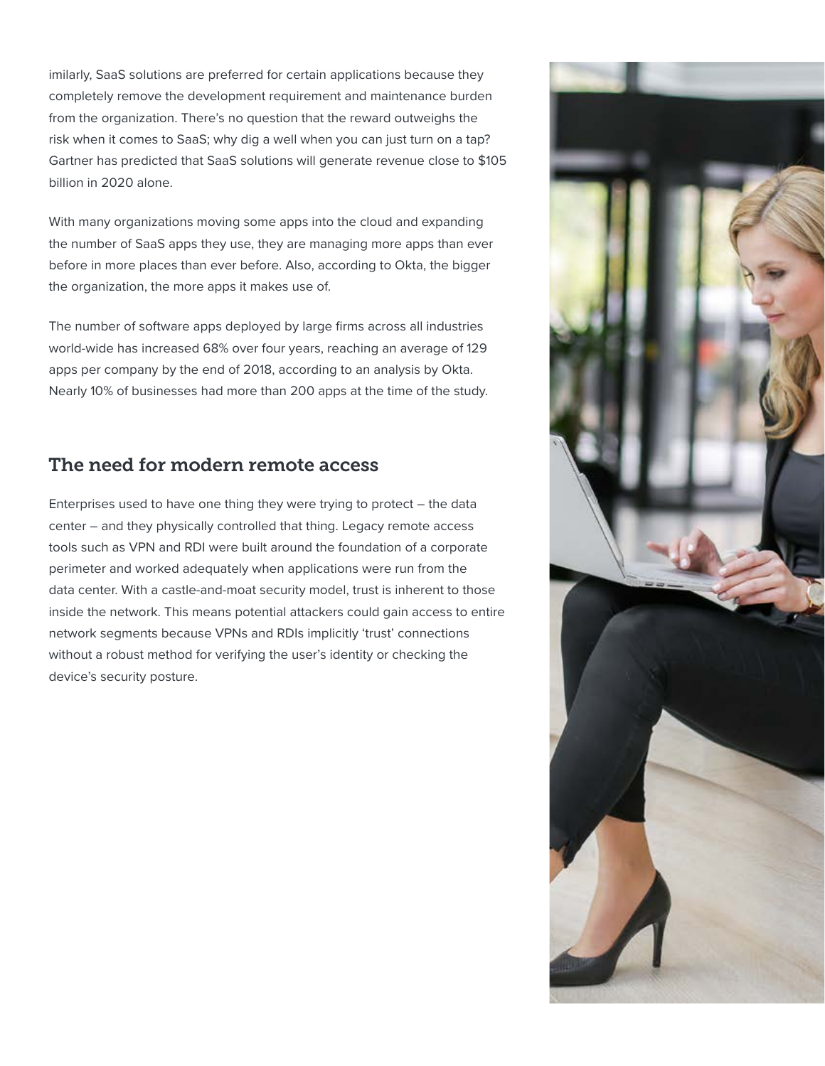imilarly, SaaS solutions are preferred for certain applications because they completely remove the development requirement and maintenance burden from the organization. There's no question that the reward outweighs the risk when it comes to SaaS; why dig a well when you can just turn on a tap? Gartner has predicted that SaaS solutions will generate revenue close to $105 billion in 2020 alone.

With many organizations moving some apps into the cloud and expanding the number of SaaS apps they use, they are managing more apps than ever before in more places than ever before. Also, according to Okta, the bigger the organization, the more apps it makes use of.

The number of software apps deployed by large firms across all industries world-wide has increased 68% over four years, reaching an average of 129 apps per company by the end of 2018, according to an analysis by Okta. Nearly 10% of businesses had more than 200 apps at the time of the study.

## The need for modern remote access

Enterprises used to have one thing they were trying to protect – the data center – and they physically controlled that thing. Legacy remote access tools such as VPN and RDI were built around the foundation of a corporate perimeter and worked adequately when applications were run from the data center. With a castle-and-moat security model, trust is inherent to those inside the network. This means potential attackers could gain access to entire network segments because VPNs and RDIs implicitly 'trust' connections without a robust method for verifying the user's identity or checking the device's security posture.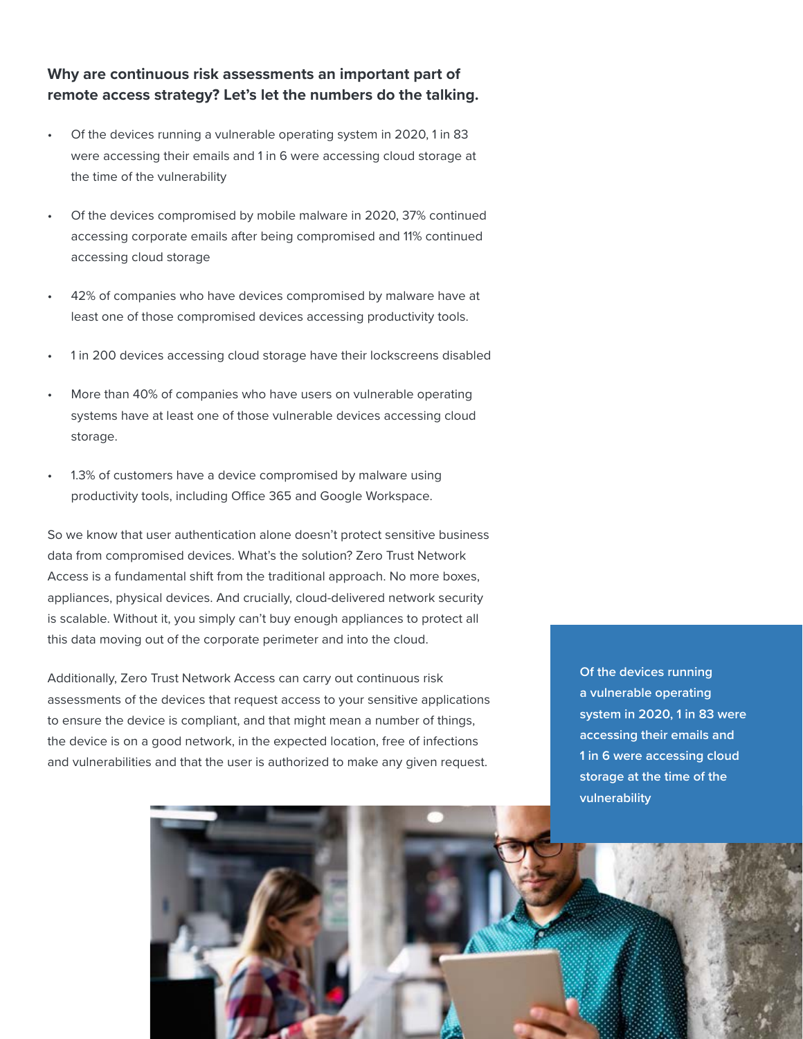**Why are continuous risk assessments an important part of remote access strategy? Let's let the numbers do the talking.**

- Of the devices running a vulnerable operating system in 2020, 1 in 83 were accessing their emails and 1 in 6 were accessing cloud storage at the time of the vulnerability
- Of the devices compromised by mobile malware in 2020, 37% continued accessing corporate emails after being compromised and 11% continued accessing cloud storage
- 42% of companies who have devices compromised by malware have at least one of those compromised devices accessing productivity tools.
- 1 in 200 devices accessing cloud storage have their lockscreens disabled
- More than 40% of companies who have users on vulnerable operating systems have at least one of those vulnerable devices accessing cloud storage.
- 1.3% of customers have a device compromised by malware using productivity tools, including Office 365 and Google Workspace.

So we know that user authentication alone doesn't protect sensitive business data from compromised devices. What's the solution? Zero Trust Network Access is a fundamental shift from the traditional approach. No more boxes, appliances, physical devices. And crucially, cloud-delivered network security is scalable. Without it, you simply can't buy enough appliances to protect all this data moving out of the corporate perimeter and into the cloud.

Additionally, Zero Trust Network Access can carry out continuous risk assessments of the devices that request access to your sensitive applications to ensure the device is compliant, and that might mean a number of things, the device is on a good network, in the expected location, free of infections and vulnerabilities and that the user is authorized to make any given request.

**Of the devices running a vulnerable operating system in 2020, 1 in 83 were accessing their emails and 1 in 6 were accessing cloud storage at the time of the vulnerability**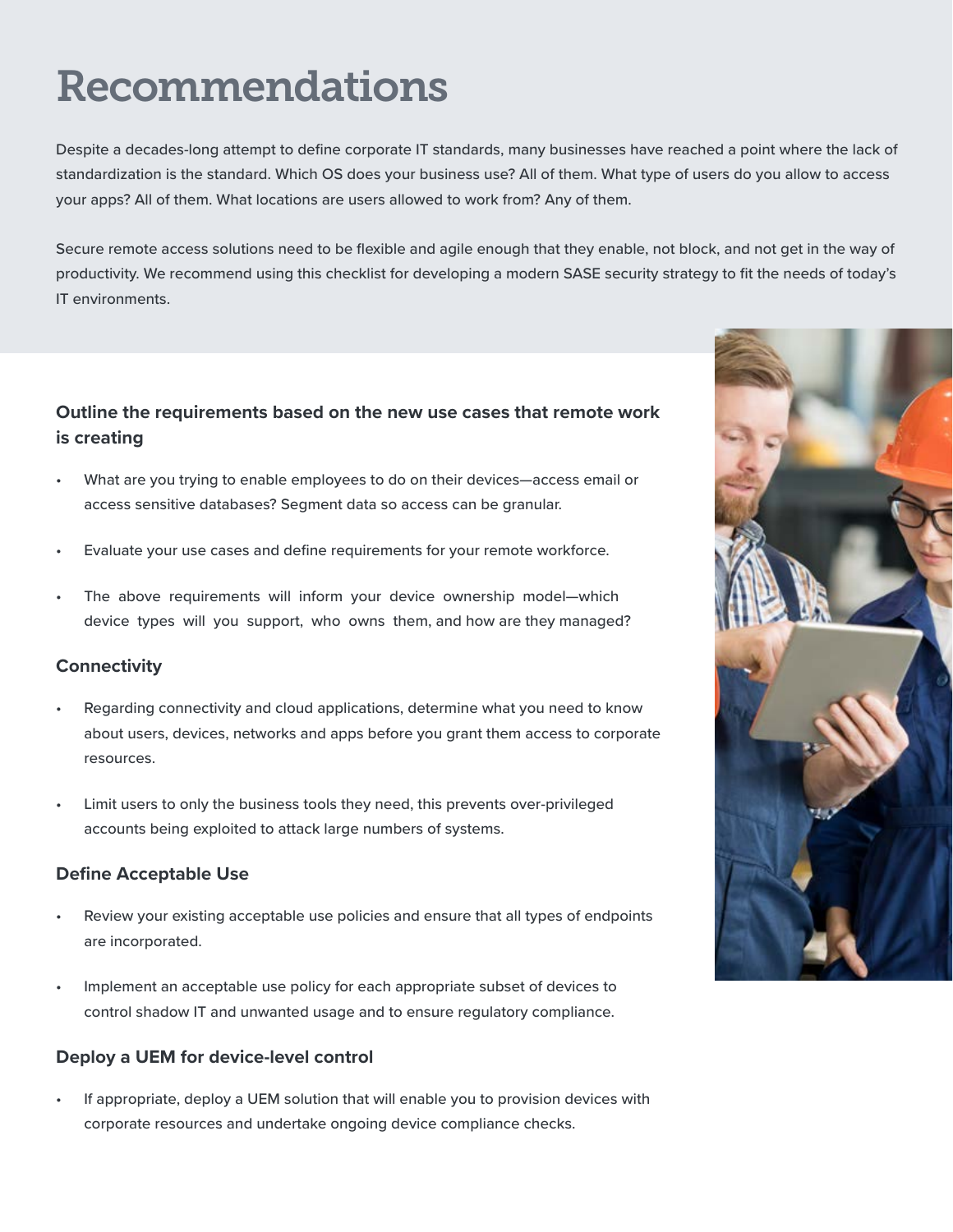# Recommendations

Despite a decades-long attempt to define corporate IT standards, many businesses have reached a point where the lack of standardization is the standard. Which OS does your business use? All of them. What type of users do you allow to access your apps? All of them. What locations are users allowed to work from? Any of them.

Secure remote access solutions need to be flexible and agile enough that they enable, not block, and not get in the way of productivity. We recommend using this checklist for developing a modern SASE security strategy to fit the needs of today's IT environments.

### Outline the requirements based on the new use cases that remote work is creating

- What are you trying to enable employees to do on their devices—access email or access sensitive databases? Segment data so access can be granular.
- Evaluate your use cases and define requirements for your remote workforce.
- The above requirements will inform your device ownership model—which device types will you support, who owns them, and how are they managed?

### Connectivity

- Regarding connectivity and cloud applications, determine what you need to know about users, devices, networks and apps before you grant them access to corporate resources.
- Limit users to only the business tools they need, this prevents over-privileged accounts being exploited to attack large numbers of systems.

### Define Acceptable Use

- Review your existing acceptable use policies and ensure that all types of endpoints are incorporated.
- Implement an acceptable use policy for each appropriate subset of devices to control shadow IT and unwanted usage and to ensure regulatory compliance.

### Deploy a UEM for device-level control

- If appropriate, deploy a UEM solution that will enable you to provision devices with corporate resources and undertake ongoing device compliance checks.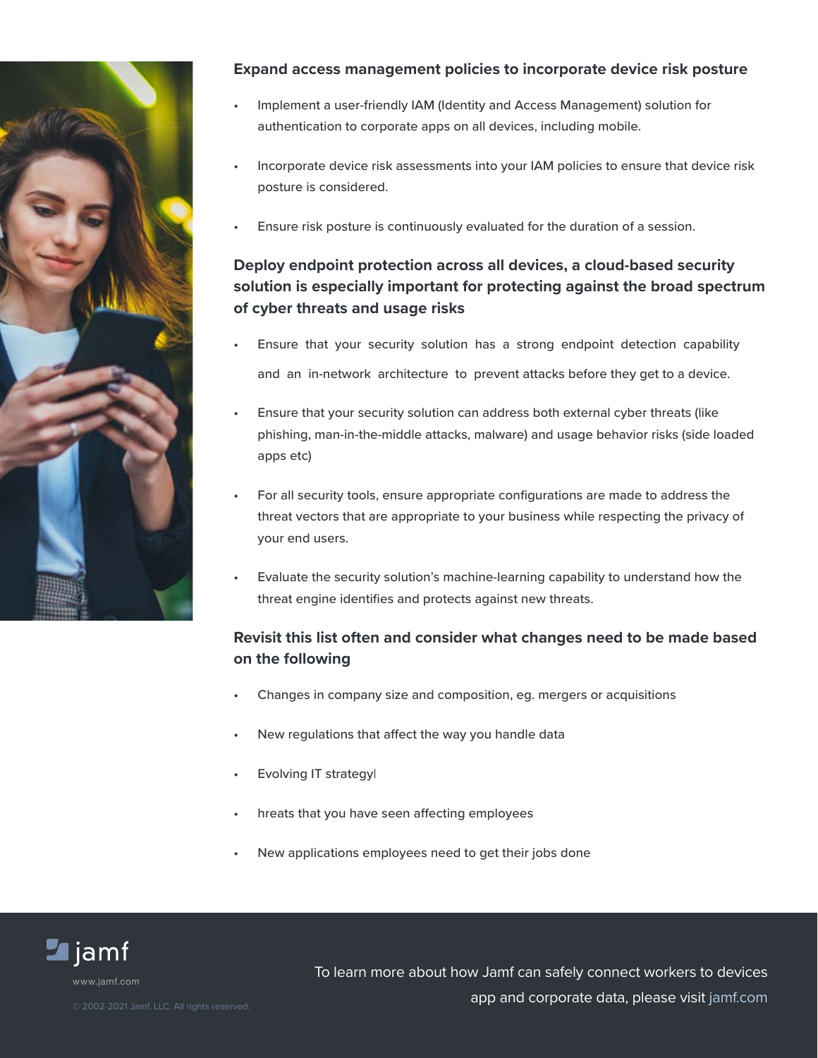## Expand access management policies to incorporate device risk posture

- Implement a user-friendly IAM (Identity and Access Management) solution for authentication to corporate apps on all devices, including mobile.
- Incorporate device risk assessments into your IAM policies to ensure that device risk posture is considered.
- Ensure risk posture is continuously evaluated for the duration of a session.

## Deploy endpoint protection across all devices, a cloud-based security solution is especially important for protecting against the broad spectrum of cyber threats and usage risks

- Ensure that your security solution has a strong endpoint detection capability and an in-network architecture to prevent attacks before they get to a device.
- Ensure that your security solution can address both external cyber threats (like phishing, man-in-the-middle attacks, malware) and usage behavior risks (side loaded apps etc)
- For all security tools, ensure appropriate configurations are made to address the threat vectors that are appropriate to your business while respecting the privacy of your end users.
- Evaluate the security solution's machine-learning capability to understand how the threat engine identifies and protects against new threats.

## Revisit this list often and consider what changes need to be made based on the following

- Changes in company size and composition, eg. mergers or acquisitions
- New regulations that affect the way you handle data
- Evolving IT strategyl
- hreats that you have seen affecting employees
- New applications employees need to get their jobs done

jamf

www.jamf.com

© 2002-2021 Jamf, LLC. All rights reserved.

To learn more about how Jamf can safely connect workers to devices app and corporate data, please visit jamf.com